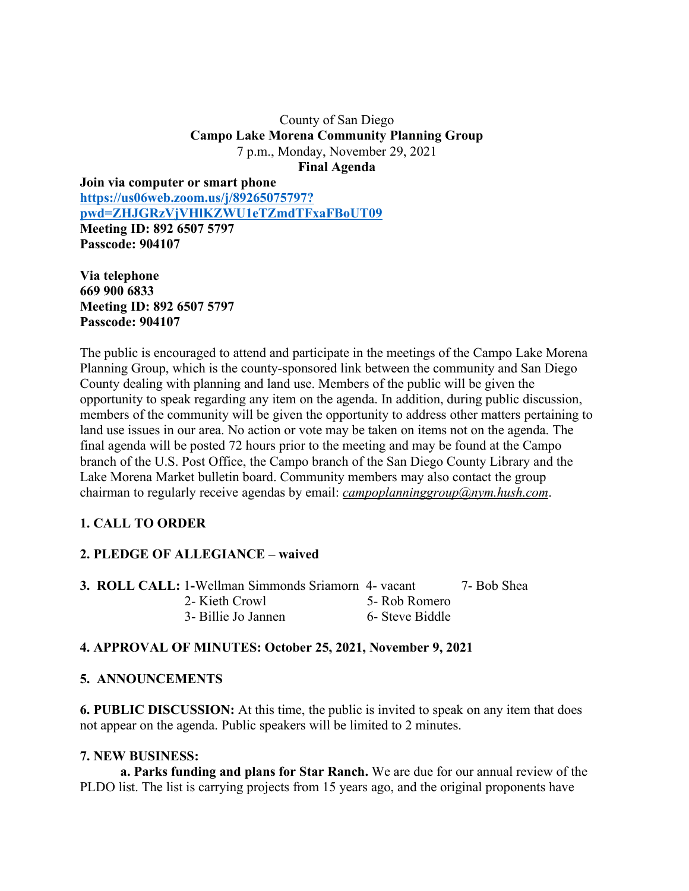County of San Diego

**Campo Lake Morena Community Planning Group**

7 p.m., Monday, November 29, 2021

**Final Agenda**

**Join via computer or smart phone**
**https://us06web.zoom.us/j/89265075797?pwd=ZHJGRzVjVHlKZWU1eTZmdTFxaFBoUT09**
**Meeting ID: 892 6507 5797**
**Passcode: 904107**

**Via telephone**
**669 900 6833**
**Meeting ID: 892 6507 5797**
**Passcode: 904107**

The public is encouraged to attend and participate in the meetings of the Campo Lake Morena Planning Group, which is the county-sponsored link between the community and San Diego County dealing with planning and land use. Members of the public will be given the opportunity to speak regarding any item on the agenda. In addition, during public discussion, members of the community will be given the opportunity to address other matters pertaining to land use issues in our area. No action or vote may be taken on items not on the agenda. The final agenda will be posted 72 hours prior to the meeting and may be found at the Campo branch of the U.S. Post Office, the Campo branch of the San Diego County Library and the Lake Morena Market bulletin board. Community members may also contact the group chairman to regularly receive agendas by email: *campoplanninggroup@nym.hush.com*.

**1. CALL TO ORDER**

**2. PLEDGE OF ALLEGIANCE – waived**

**3. ROLL CALL:** 1-Wellman Simmonds Sriamorn 4- vacant 7- Bob Shea
2- Kieth Crowl 5- Rob Romero
3- Billie Jo Jannen 6- Steve Biddle

**4. APPROVAL OF MINUTES: October 25, 2021, November 9, 2021**

**5. ANNOUNCEMENTS**

**6. PUBLIC DISCUSSION:** At this time, the public is invited to speak on any item that does not appear on the agenda. Public speakers will be limited to 2 minutes.

**7. NEW BUSINESS:**

**a. Parks funding and plans for Star Ranch.** We are due for our annual review of the PLDO list. The list is carrying projects from 15 years ago, and the original proponents have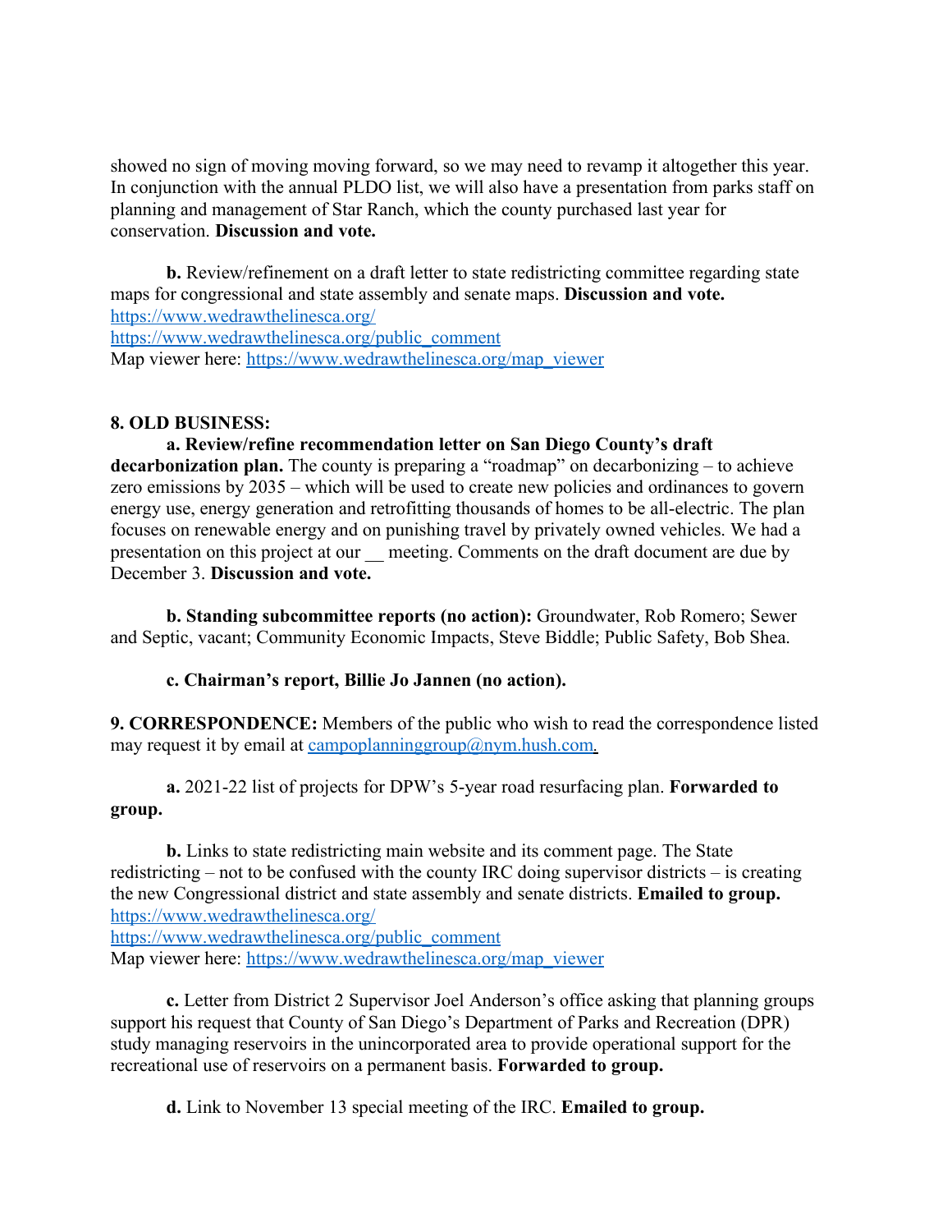showed no sign of moving moving forward, so we may need to revamp it altogether this year. In conjunction with the annual PLDO list, we will also have a presentation from parks staff on planning and management of Star Ranch, which the county purchased last year for conservation. **Discussion and vote.**

**b.** Review/refinement on a draft letter to state redistricting committee regarding state maps for congressional and state assembly and senate maps. **Discussion and vote.**
https://www.wedrawthelinesca.org/
https://www.wedrawthelinesca.org/public_comment
Map viewer here: https://www.wedrawthelinesca.org/map_viewer

**8. OLD BUSINESS:**

**a. Review/refine recommendation letter on San Diego County's draft decarbonization plan.** The county is preparing a "roadmap" on decarbonizing – to achieve zero emissions by 2035 – which will be used to create new policies and ordinances to govern energy use, energy generation and retrofitting thousands of homes to be all-electric. The plan focuses on renewable energy and on punishing travel by privately owned vehicles. We had a presentation on this project at our __ meeting. Comments on the draft document are due by December 3. **Discussion and vote.**

**b. Standing subcommittee reports (no action):** Groundwater, Rob Romero; Sewer and Septic, vacant; Community Economic Impacts, Steve Biddle; Public Safety, Bob Shea.

**c. Chairman's report, Billie Jo Jannen (no action).**

**9. CORRESPONDENCE:** Members of the public who wish to read the correspondence listed may request it by email at campoplanninggroup@nym.hush.com.

**a.** 2021-22 list of projects for DPW's 5-year road resurfacing plan. **Forwarded to group.**

**b.** Links to state redistricting main website and its comment page. The State redistricting – not to be confused with the county IRC doing supervisor districts – is creating the new Congressional district and state assembly and senate districts. **Emailed to group.**
https://www.wedrawthelinesca.org/
https://www.wedrawthelinesca.org/public_comment
Map viewer here: https://www.wedrawthelinesca.org/map_viewer

**c.** Letter from District 2 Supervisor Joel Anderson's office asking that planning groups support his request that County of San Diego's Department of Parks and Recreation (DPR) study managing reservoirs in the unincorporated area to provide operational support for the recreational use of reservoirs on a permanent basis. **Forwarded to group.**

**d.** Link to November 13 special meeting of the IRC. **Emailed to group.**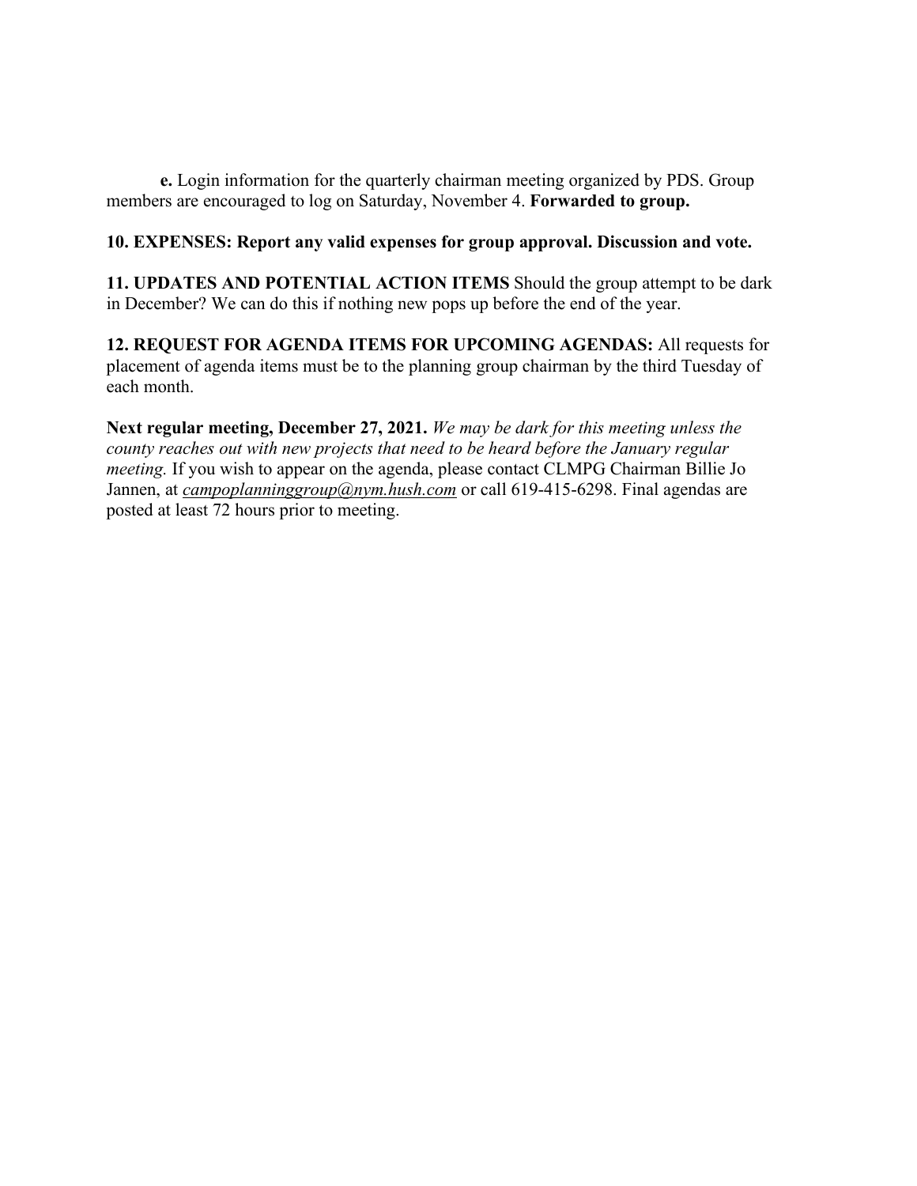**e.** Login information for the quarterly chairman meeting organized by PDS. Group members are encouraged to log on Saturday, November 4. **Forwarded to group.**

**10. EXPENSES: Report any valid expenses for group approval. Discussion and vote.**

**11. UPDATES AND POTENTIAL ACTION ITEMS** Should the group attempt to be dark in December? We can do this if nothing new pops up before the end of the year.

**12. REQUEST FOR AGENDA ITEMS FOR UPCOMING AGENDAS:** All requests for placement of agenda items must be to the planning group chairman by the third Tuesday of each month.

**Next regular meeting, December 27, 2021.** *We may be dark for this meeting unless the county reaches out with new projects that need to be heard before the January regular meeting.* If you wish to appear on the agenda, please contact CLMPG Chairman Billie Jo Jannen, at *campoplanninggroup@nym.hush.com* or call 619-415-6298. Final agendas are posted at least 72 hours prior to meeting.